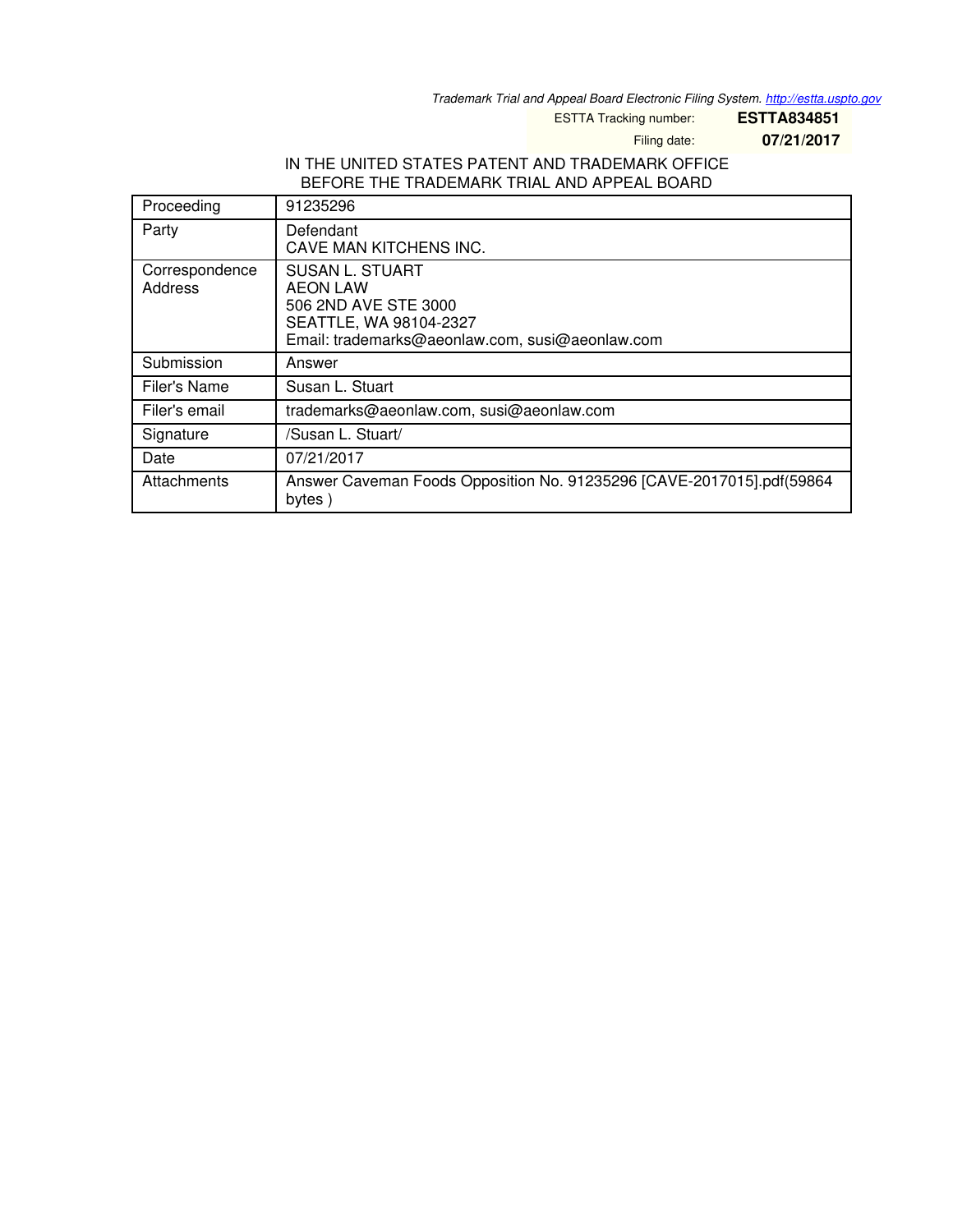*Trademark Trial and Appeal Board Electronic Filing System. http://estta.uspto.gov*

ESTTA Tracking number: **ESTTA834851**

Filing date: **07/21/2017**

IN THE UNITED STATES PATENT AND TRADEMARK OFFICE
BEFORE THE TRADEMARK TRIAL AND APPEAL BOARD

| | |
|---|---|
| Proceeding | 91235296 |
| Party | Defendant<br>CAVE MAN KITCHENS INC. |
| Correspondence Address | SUSAN L. STUART<br>AEON LAW<br>506 2ND AVE STE 3000<br>SEATTLE, WA 98104-2327<br>Email: trademarks@aeonlaw.com, susi@aeonlaw.com |
| Submission | Answer |
| Filer's Name | Susan L. Stuart |
| Filer's email | trademarks@aeonlaw.com, susi@aeonlaw.com |
| Signature | /Susan L. Stuart/ |
| Date | 07/21/2017 |
| Attachments | Answer Caveman Foods Opposition No. 91235296 [CAVE-2017015].pdf(59864 bytes ) |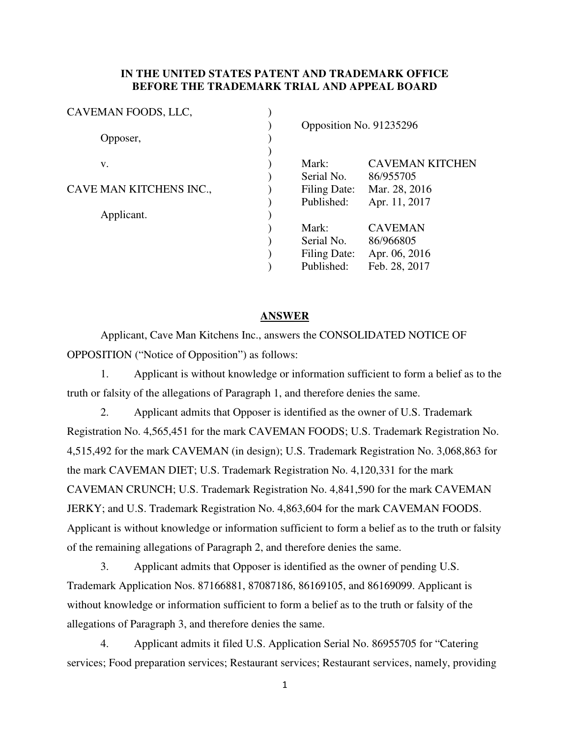**IN THE UNITED STATES PATENT AND TRADEMARK OFFICE**
**BEFORE THE TRADEMARK TRIAL AND APPEAL BOARD**

| | | |
|---|---|---|
| CAVEMAN FOODS, LLC, | ) | |
| | ) | Opposition No. 91235296 |
| Opposer, | ) | |
| | ) | |
| v. | ) | Mark: CAVEMAN KITCHEN |
| | ) | Serial No. 86/955705 |
| CAVE MAN KITCHENS INC., | ) | Filing Date: Mar. 28, 2016 |
| | ) | Published: Apr. 11, 2017 |
| Applicant. | ) | |
| | ) | Mark: CAVEMAN |
| | ) | Serial No. 86/966805 |
| | ) | Filing Date: Apr. 06, 2016 |
| | ) | Published: Feb. 28, 2017 |

## ANSWER

Applicant, Cave Man Kitchens Inc., answers the CONSOLIDATED NOTICE OF OPPOSITION ("Notice of Opposition") as follows:

1. Applicant is without knowledge or information sufficient to form a belief as to the truth or falsity of the allegations of Paragraph 1, and therefore denies the same.

2. Applicant admits that Opposer is identified as the owner of U.S. Trademark Registration No. 4,565,451 for the mark CAVEMAN FOODS; U.S. Trademark Registration No. 4,515,492 for the mark CAVEMAN (in design); U.S. Trademark Registration No. 3,068,863 for the mark CAVEMAN DIET; U.S. Trademark Registration No. 4,120,331 for the mark CAVEMAN CRUNCH; U.S. Trademark Registration No. 4,841,590 for the mark CAVEMAN JERKY; and U.S. Trademark Registration No. 4,863,604 for the mark CAVEMAN FOODS. Applicant is without knowledge or information sufficient to form a belief as to the truth or falsity of the remaining allegations of Paragraph 2, and therefore denies the same.

3. Applicant admits that Opposer is identified as the owner of pending U.S. Trademark Application Nos. 87166881, 87087186, 86169105, and 86169099. Applicant is without knowledge or information sufficient to form a belief as to the truth or falsity of the allegations of Paragraph 3, and therefore denies the same.

4. Applicant admits it filed U.S. Application Serial No. 86955705 for "Catering services; Food preparation services; Restaurant services; Restaurant services, namely, providing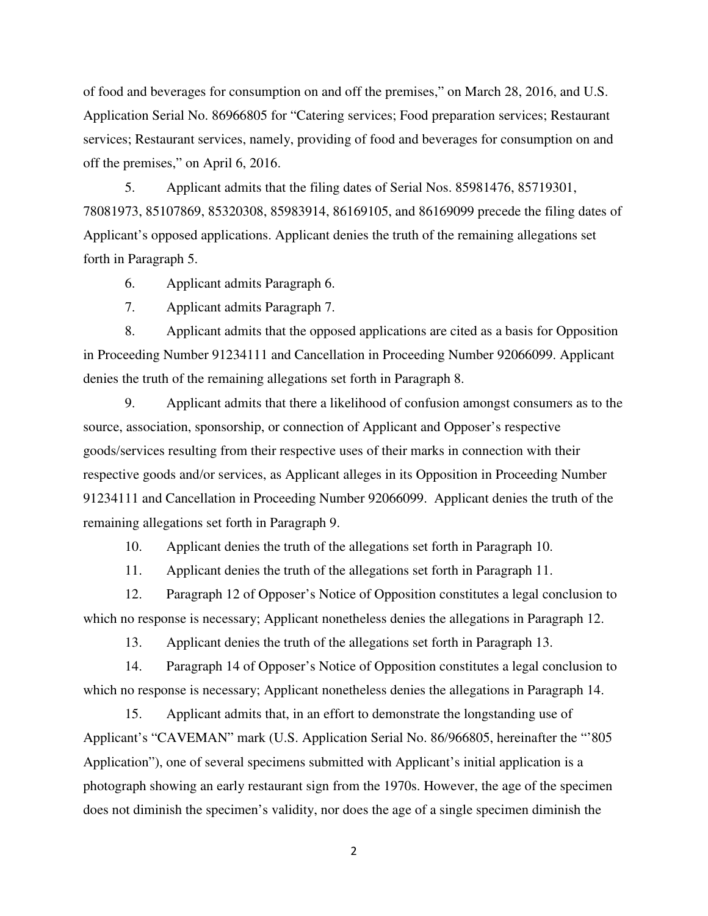of food and beverages for consumption on and off the premises," on March 28, 2016, and U.S. Application Serial No. 86966805 for "Catering services; Food preparation services; Restaurant services; Restaurant services, namely, providing of food and beverages for consumption on and off the premises," on April 6, 2016.

5. Applicant admits that the filing dates of Serial Nos. 85981476, 85719301, 78081973, 85107869, 85320308, 85983914, 86169105, and 86169099 precede the filing dates of Applicant's opposed applications. Applicant denies the truth of the remaining allegations set forth in Paragraph 5.

6. Applicant admits Paragraph 6.

7. Applicant admits Paragraph 7.

8. Applicant admits that the opposed applications are cited as a basis for Opposition in Proceeding Number 91234111 and Cancellation in Proceeding Number 92066099. Applicant denies the truth of the remaining allegations set forth in Paragraph 8.

9. Applicant admits that there a likelihood of confusion amongst consumers as to the source, association, sponsorship, or connection of Applicant and Opposer's respective goods/services resulting from their respective uses of their marks in connection with their respective goods and/or services, as Applicant alleges in its Opposition in Proceeding Number 91234111 and Cancellation in Proceeding Number 92066099. Applicant denies the truth of the remaining allegations set forth in Paragraph 9.

10. Applicant denies the truth of the allegations set forth in Paragraph 10.

11. Applicant denies the truth of the allegations set forth in Paragraph 11.

12. Paragraph 12 of Opposer's Notice of Opposition constitutes a legal conclusion to which no response is necessary; Applicant nonetheless denies the allegations in Paragraph 12.

13. Applicant denies the truth of the allegations set forth in Paragraph 13.

14. Paragraph 14 of Opposer's Notice of Opposition constitutes a legal conclusion to which no response is necessary; Applicant nonetheless denies the allegations in Paragraph 14.

15. Applicant admits that, in an effort to demonstrate the longstanding use of Applicant's "CAVEMAN" mark (U.S. Application Serial No. 86/966805, hereinafter the "'805 Application"), one of several specimens submitted with Applicant's initial application is a photograph showing an early restaurant sign from the 1970s. However, the age of the specimen does not diminish the specimen's validity, nor does the age of a single specimen diminish the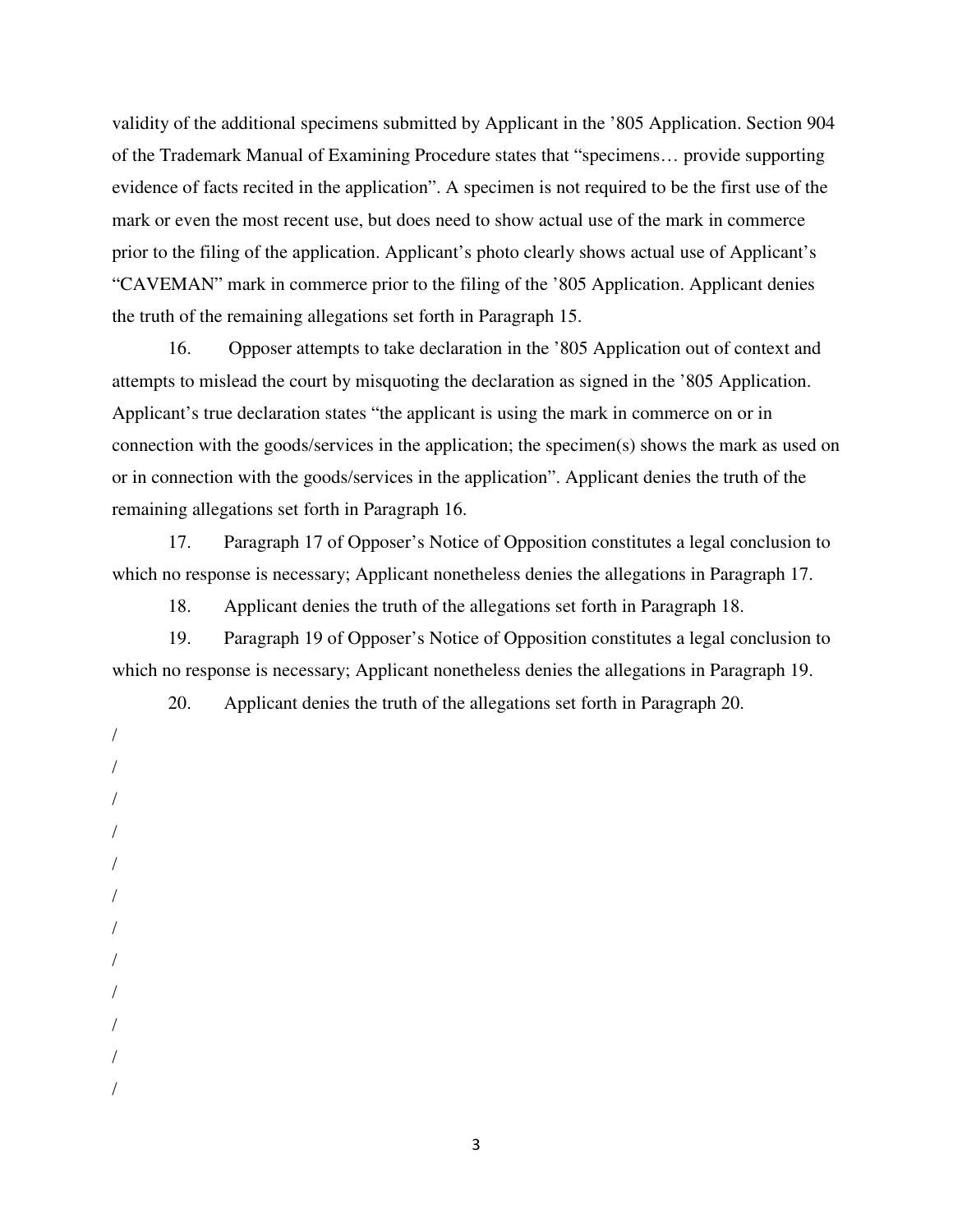validity of the additional specimens submitted by Applicant in the '805 Application. Section 904 of the Trademark Manual of Examining Procedure states that "specimens… provide supporting evidence of facts recited in the application". A specimen is not required to be the first use of the mark or even the most recent use, but does need to show actual use of the mark in commerce prior to the filing of the application. Applicant's photo clearly shows actual use of Applicant's "CAVEMAN" mark in commerce prior to the filing of the '805 Application. Applicant denies the truth of the remaining allegations set forth in Paragraph 15.

16. Opposer attempts to take declaration in the '805 Application out of context and attempts to mislead the court by misquoting the declaration as signed in the '805 Application. Applicant's true declaration states "the applicant is using the mark in commerce on or in connection with the goods/services in the application; the specimen(s) shows the mark as used on or in connection with the goods/services in the application". Applicant denies the truth of the remaining allegations set forth in Paragraph 16.

17. Paragraph 17 of Opposer's Notice of Opposition constitutes a legal conclusion to which no response is necessary; Applicant nonetheless denies the allegations in Paragraph 17.

18. Applicant denies the truth of the allegations set forth in Paragraph 18.

19. Paragraph 19 of Opposer's Notice of Opposition constitutes a legal conclusion to which no response is necessary; Applicant nonetheless denies the allegations in Paragraph 19.

20. Applicant denies the truth of the allegations set forth in Paragraph 20.

/
/
/
/
/
/
/
/
/
/
/
/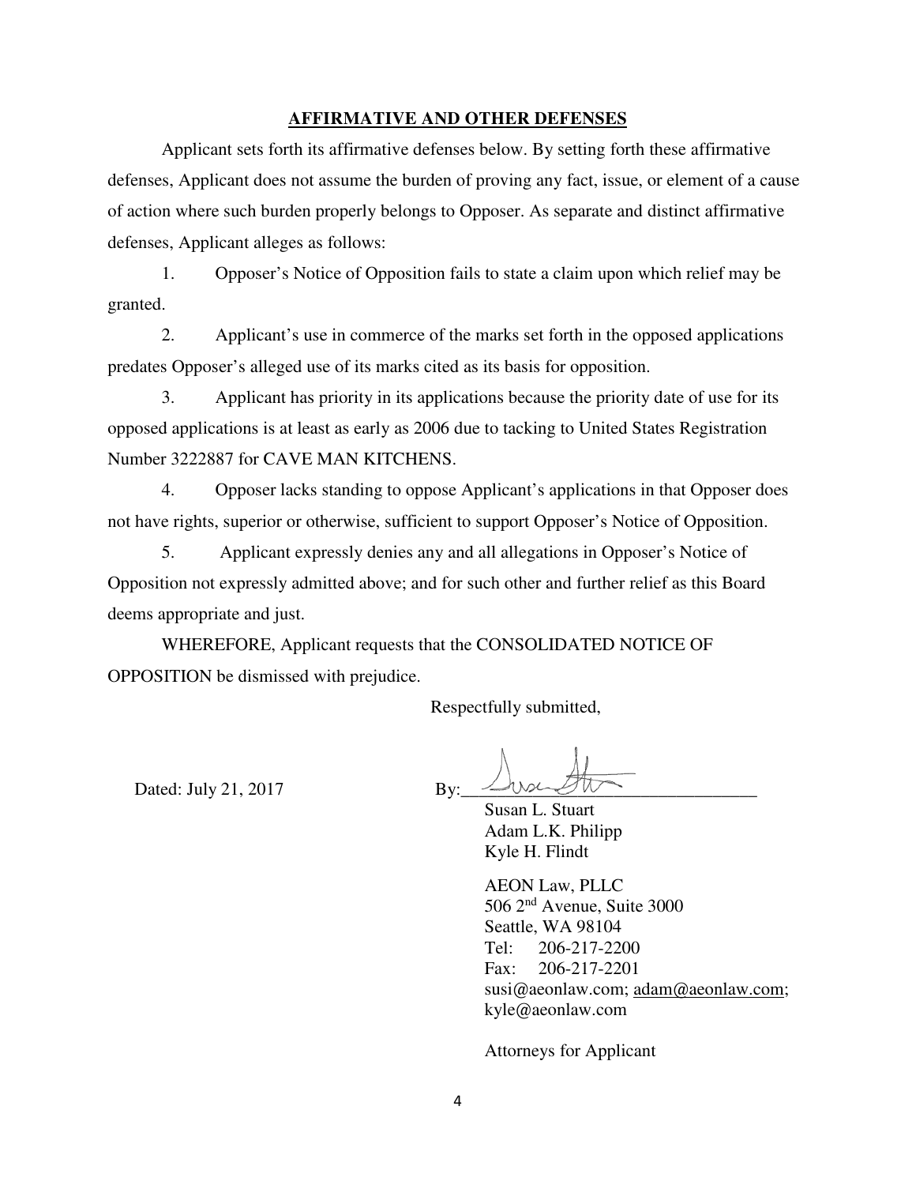## AFFIRMATIVE AND OTHER DEFENSES

Applicant sets forth its affirmative defenses below. By setting forth these affirmative defenses, Applicant does not assume the burden of proving any fact, issue, or element of a cause of action where such burden properly belongs to Opposer. As separate and distinct affirmative defenses, Applicant alleges as follows:

1. Opposer's Notice of Opposition fails to state a claim upon which relief may be granted.

2. Applicant's use in commerce of the marks set forth in the opposed applications predates Opposer's alleged use of its marks cited as its basis for opposition.

3. Applicant has priority in its applications because the priority date of use for its opposed applications is at least as early as 2006 due to tacking to United States Registration Number 3222887 for CAVE MAN KITCHENS.

4. Opposer lacks standing to oppose Applicant's applications in that Opposer does not have rights, superior or otherwise, sufficient to support Opposer's Notice of Opposition.

5. Applicant expressly denies any and all allegations in Opposer's Notice of Opposition not expressly admitted above; and for such other and further relief as this Board deems appropriate and just.

WHEREFORE, Applicant requests that the CONSOLIDATED NOTICE OF OPPOSITION be dismissed with prejudice.

Respectfully submitted,

Dated: July 21, 2017

By: ________________________________

Susan L. Stuart
Adam L.K. Philipp
Kyle H. Flindt

AEON Law, PLLC
506 2nd Avenue, Suite 3000
Seattle, WA 98104
Tel: 206-217-2200
Fax: 206-217-2201
susi@aeonlaw.com; adam@aeonlaw.com; kyle@aeonlaw.com

Attorneys for Applicant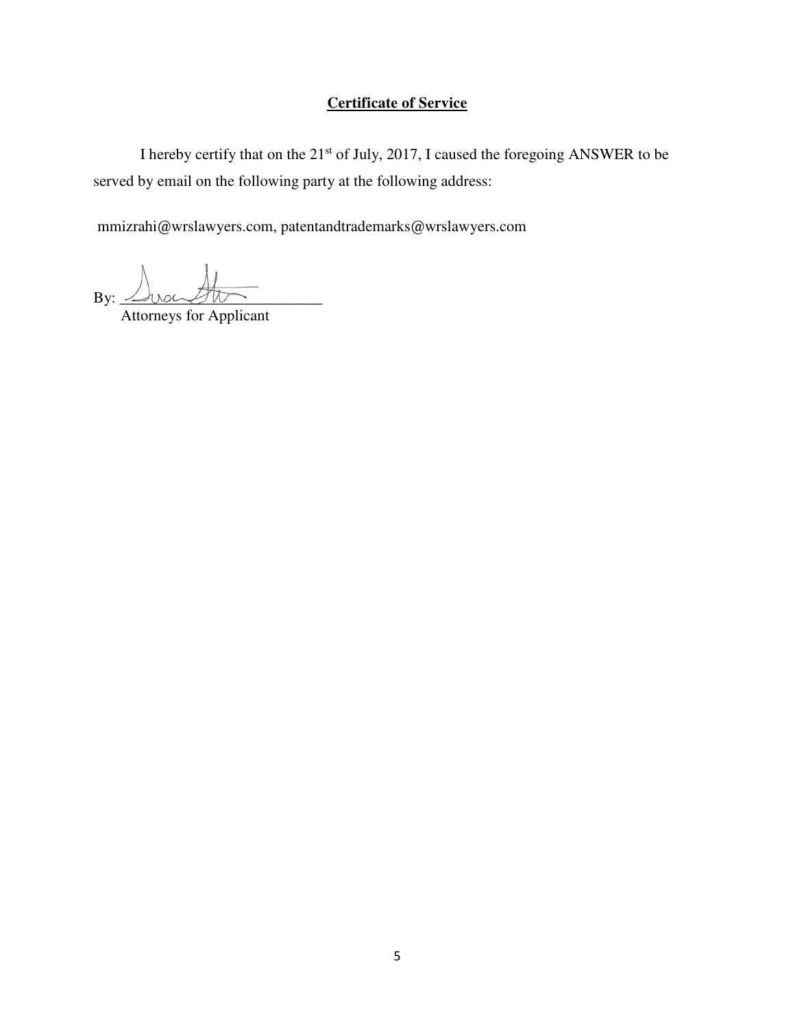**Certificate of Service**

I hereby certify that on the 21st of July, 2017, I caused the foregoing ANSWER to be served by email on the following party at the following address:

mmizrahi@wrslawyers.com, patentandtrademarks@wrslawyers.com

By: ___________________________

Attorneys for Applicant